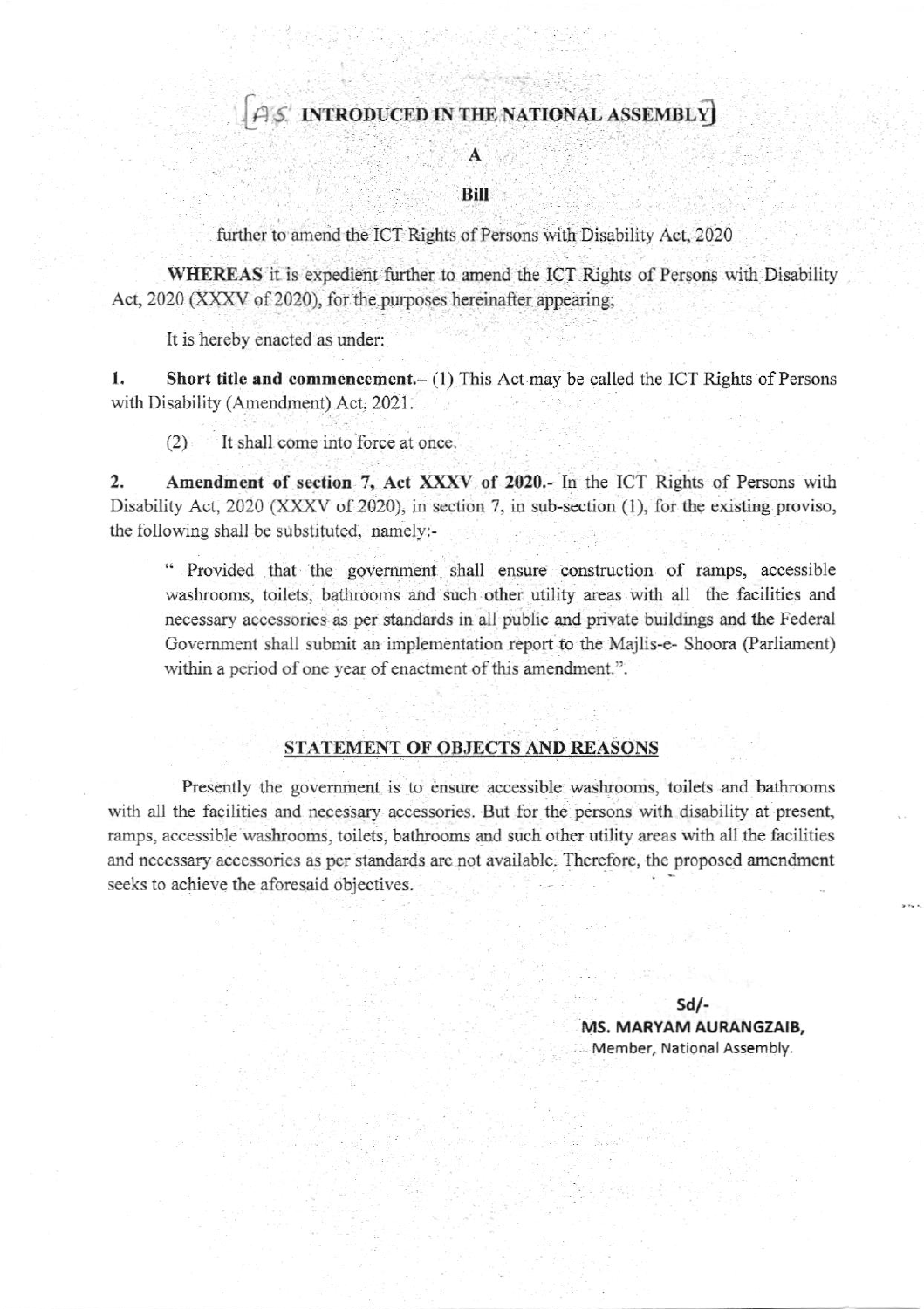[AS INTRODUCED IN THE NATIONAL ASSEMBLY]

# A

# Bill

further to amend the ICT Rights of Persons with Disability Act, 2020

**WHEREAS** it is expedient further to amend the ICT Rights of Persons with Disability Act, 2020 (XXXV of 2020), for the purposes hereinafter appearing;

It is hereby enacted as under:

**1. Short title and commencement.**– (1) This Act may be called the ICT Rights of Persons with Disability (Amendment) Act, 2021.

(2) It shall come into force at once.

**2. Amendment of section 7, Act XXXV of 2020.**- In the ICT Rights of Persons with Disability Act, 2020 (XXXV of 2020), in section 7, in sub-section (1), for the existing proviso, the following shall be substituted, namely:-

> " Provided that the government shall ensure construction of ramps, accessible washrooms, toilets, bathrooms and such other utility areas with all the facilities and necessary accessories as per standards in all public and private buildings and the Federal Government shall submit an implementation report to the Majlis-e- Shoora (Parliament) within a period of one year of enactment of this amendment.".

## STATEMENT OF OBJECTS AND REASONS

Presently the government is to ensure accessible washrooms, toilets and bathrooms with all the facilities and necessary accessories. But for the persons with disability at present, ramps, accessible washrooms, toilets, bathrooms and such other utility areas with all the facilities and necessary accessories as per standards are not available. Therefore, the proposed amendment seeks to achieve the aforesaid objectives.

Sd/-
**MS. MARYAM AURANGZAIB,**
Member, National Assembly.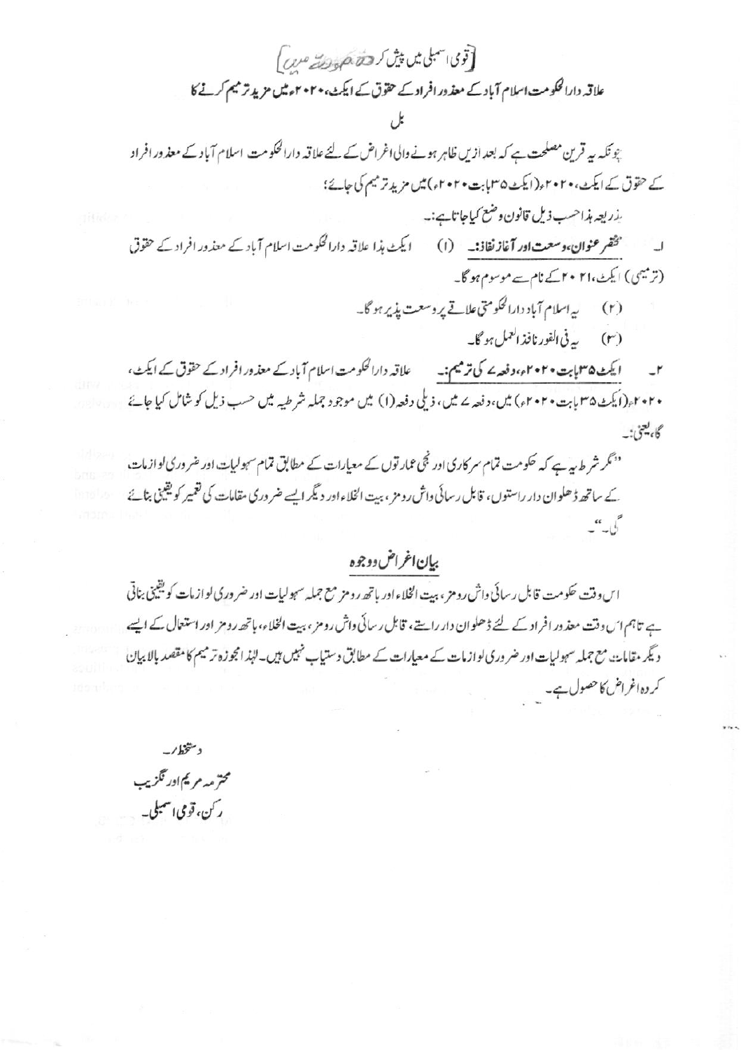[قومی اسمبلی میں پیش کردہ صورت میں]

علاقہ دارالحکومت اسلام آباد کے معذور افراد کے حقوق کے ایکٹ، ۲۰۲۰ء میں مزید ترمیم کرنے کا

بل

چونکہ یہ قرین مصلحت ہے کہ بعد ازیں ظاہر ہونے والی اغراض کے لئے علاقہ دارالحکومت اسلام آباد کے معذور افراد کے حقوق کے ایکٹ، ۲۰۲۰ء (ایکٹ ۳۵ بابت ۲۰۲۰ء) میں مزید ترمیم کی جائے؛

بذریعہ ہذا حسب ذیل قانون وضع کیا جاتا ہے:۔

۱۔ **مختصر عنوان، وسعت اور آغاز نفاذ:۔** (۱) ایکٹ ہذا علاقہ دارالحکومت اسلام آباد کے معذور افراد کے حقوق (ترمیمی) ایکٹ، ۲۰۲۱ کے نام سے موسوم ہو گا۔

(۲) یہ اسلام آباد دارالحکومتی علاقے پر وسعت پذیر ہو گا۔

(۳) یہ فی الفور نافذ العمل ہو گا۔

۲۔ **ایکٹ ۳۵ بابت ۲۰۲۰ء، دفعہ ۷ کی ترمیم:۔** علاقہ دارالحکومت اسلام آباد کے معذور افراد کے حقوق کے ایکٹ، ۲۰۲۰ء (ایکٹ ۳۵ بابت ۲۰۲۰ء) میں، دفعہ ۷ میں، ذیلی دفعہ (۱) میں موجود جملہ شرطیہ میں حسب ذیل کو شامل کیا جائے گا، یعنی:۔

"مگر شرط یہ ہے کہ حکومت تمام سرکاری اور نجی عمارتوں کے معیارات کے مطابق تمام سہولیات اور ضروری لوازمات کے ساتھ ڈھلوان دار راستوں، قابل رسائی واش رومز، بیت الخلاء اور دیگر ایسے ضروری مقامات کی تعمیر کو یقینی بنائے گی۔"۔

## بیان اغراض ووجوہ

اس وقت حکومت قابل رسائی واش رومز، بیت الخلاء اور باتھ رومز مع جملہ سہولیات اور ضروری لوازمات کو یقینی بناتی ہے تاہم اس وقت معذور افراد کے لئے ڈھلوان دار راستے، قابل رسائی واش رومز، بیت الخلاء، باتھ رومز اور استعمال کے ایسے دیگر مقامات، مع جملہ سہولیات اور ضروری لوازمات کے معیارات کے مطابق دستیاب نہیں ہیں۔ لہذا مجوزہ ترمیم کا مقصد بالا بیان کردہ اغراض کا حصول ہے۔

دستخط/۔

محترمہ مریم اورنگزیب

رکن، قومی اسمبلی۔